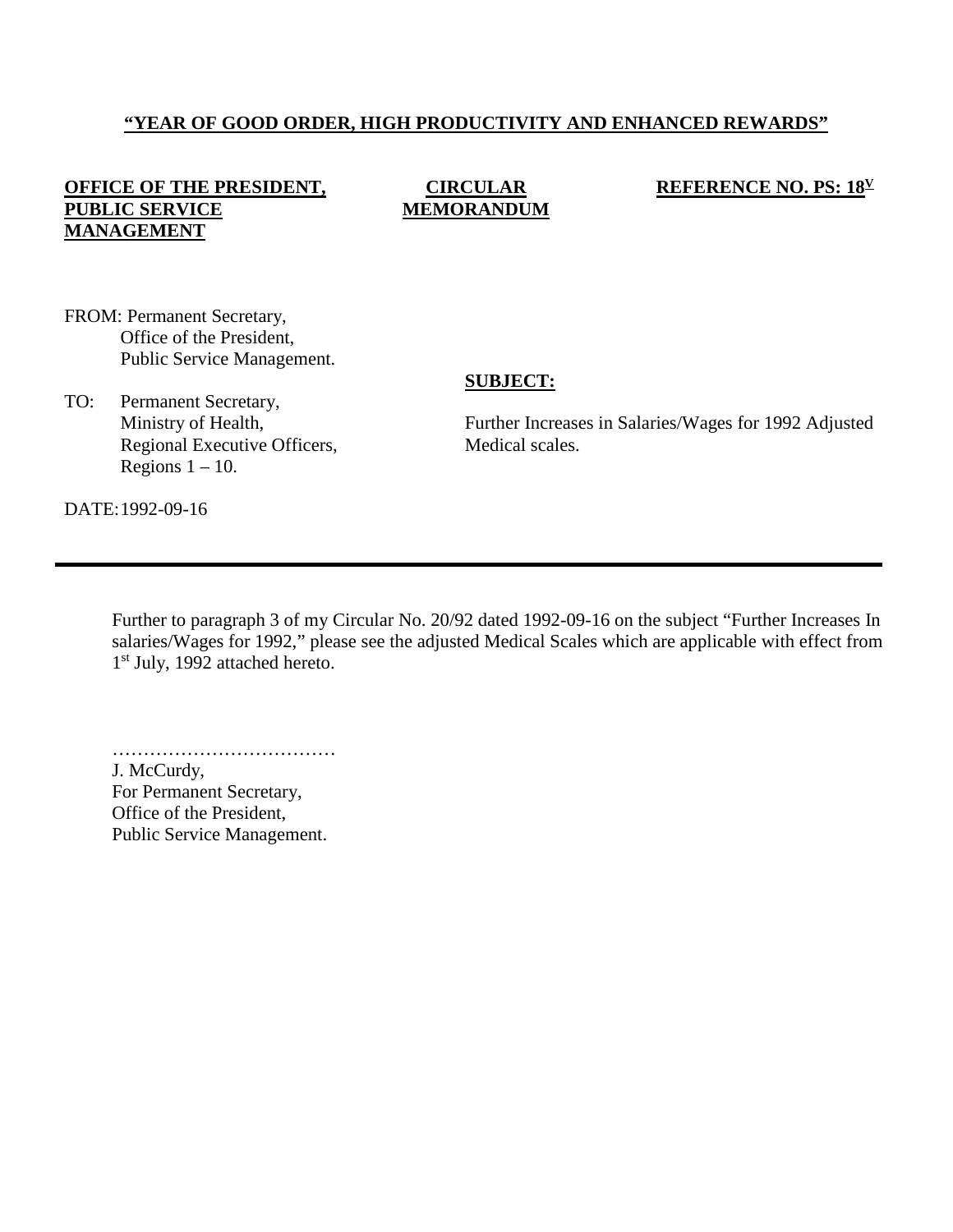**"YEAR OF GOOD ORDER, HIGH PRODUCTIVITY AND ENHANCED REWARDS"**

**OFFICE OF THE PRESIDENT, PUBLIC SERVICE MANAGEMENT**

**CIRCULAR MEMORANDUM**

**REFERENCE NO. PS: 18V**

FROM: Permanent Secretary,
Office of the President,
Public Service Management.

TO: Permanent Secretary,
Ministry of Health,
Regional Executive Officers,
Regions 1 – 10.

DATE: 1992-09-16

**SUBJECT:**

Further Increases in Salaries/Wages for 1992 Adjusted Medical scales.

---

Further to paragraph 3 of my Circular No. 20/92 dated 1992-09-16 on the subject "Further Increases In salaries/Wages for 1992," please see the adjusted Medical Scales which are applicable with effect from 1st July, 1992 attached hereto.

………………………………
J. McCurdy,
For Permanent Secretary,
Office of the President,
Public Service Management.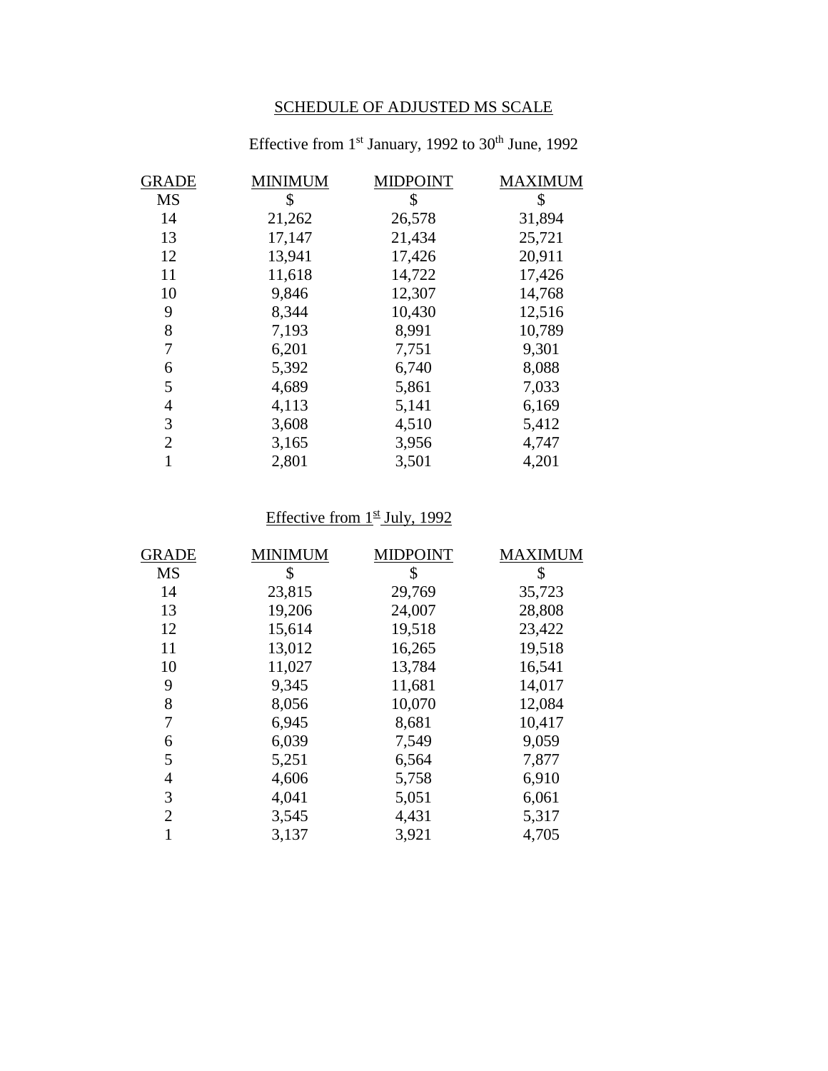## SCHEDULE OF ADJUSTED MS SCALE

Effective from 1st January, 1992 to 30th June, 1992

| GRADE | MINIMUM | MIDPOINT | MAXIMUM |
|---|---|---|---|
| MS | $ | $ | $ |
| 14 | 21,262 | 26,578 | 31,894 |
| 13 | 17,147 | 21,434 | 25,721 |
| 12 | 13,941 | 17,426 | 20,911 |
| 11 | 11,618 | 14,722 | 17,426 |
| 10 | 9,846 | 12,307 | 14,768 |
| 9 | 8,344 | 10,430 | 12,516 |
| 8 | 7,193 | 8,991 | 10,789 |
| 7 | 6,201 | 7,751 | 9,301 |
| 6 | 5,392 | 6,740 | 8,088 |
| 5 | 4,689 | 5,861 | 7,033 |
| 4 | 4,113 | 5,141 | 6,169 |
| 3 | 3,608 | 4,510 | 5,412 |
| 2 | 3,165 | 3,956 | 4,747 |
| 1 | 2,801 | 3,501 | 4,201 |

Effective from 1st July, 1992

| GRADE | MINIMUM | MIDPOINT | MAXIMUM |
|---|---|---|---|
| MS | $ | $ | $ |
| 14 | 23,815 | 29,769 | 35,723 |
| 13 | 19,206 | 24,007 | 28,808 |
| 12 | 15,614 | 19,518 | 23,422 |
| 11 | 13,012 | 16,265 | 19,518 |
| 10 | 11,027 | 13,784 | 16,541 |
| 9 | 9,345 | 11,681 | 14,017 |
| 8 | 8,056 | 10,070 | 12,084 |
| 7 | 6,945 | 8,681 | 10,417 |
| 6 | 6,039 | 7,549 | 9,059 |
| 5 | 5,251 | 6,564 | 7,877 |
| 4 | 4,606 | 5,758 | 6,910 |
| 3 | 4,041 | 5,051 | 6,061 |
| 2 | 3,545 | 4,431 | 5,317 |
| 1 | 3,137 | 3,921 | 4,705 |